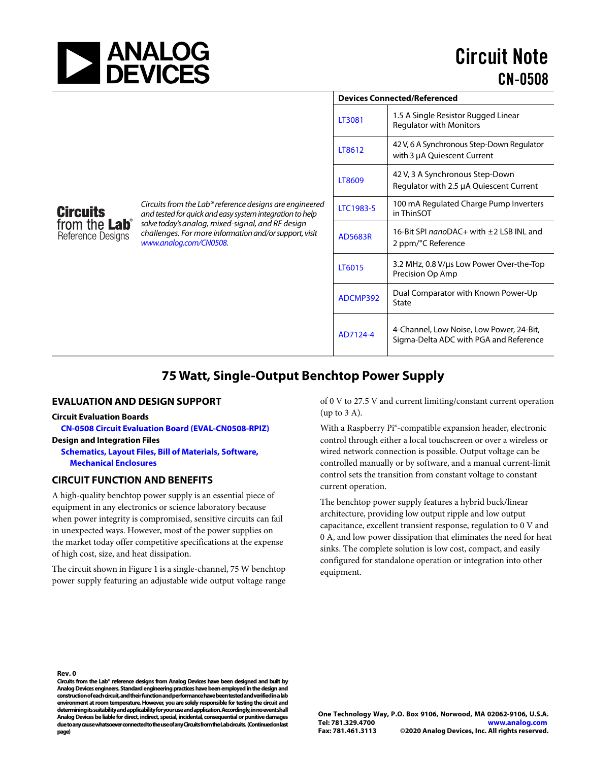# Circuit Note CN-0508

*Circuits from the Lab® reference designs are engineered and tested for quick and easy system integration to help solve today's analog, mixed-signal, and RF design challenges. For more information and/or support, visit www.analog.com/CN0508.*

| Devices Connected/Referenced | |
|---|---|
| LT3081 | 1.5 A Single Resistor Rugged Linear Regulator with Monitors |
| LT8612 | 42 V, 6 A Synchronous Step-Down Regulator with 3 μA Quiescent Current |
| LT8609 | 42 V, 3 A Synchronous Step-Down Regulator with 2.5 μA Quiescent Current |
| LTC1983-5 | 100 mA Regulated Charge Pump Inverters in ThinSOT |
| AD5683R | 16-Bit SPI *nano*DAC+ with ±2 LSB INL and 2 ppm/°C Reference |
| LT6015 | 3.2 MHz, 0.8 V/μs Low Power Over-the-Top Precision Op Amp |
| ADCMP392 | Dual Comparator with Known Power-Up State |
| AD7124-4 | 4-Channel, Low Noise, Low Power, 24-Bit, Sigma-Delta ADC with PGA and Reference |

## 75 Watt, Single-Output Benchtop Power Supply

### EVALUATION AND DESIGN SUPPORT

**Circuit Evaluation Boards**

**CN-0508 Circuit Evaluation Board (EVAL-CN0508-RPIZ)**

**Design and Integration Files**

**Schematics, Layout Files, Bill of Materials, Software, Mechanical Enclosures**

### CIRCUIT FUNCTION AND BENEFITS

A high-quality benchtop power supply is an essential piece of equipment in any electronics or science laboratory because when power integrity is compromised, sensitive circuits can fail in unexpected ways. However, most of the power supplies on the market today offer competitive specifications at the expense of high cost, size, and heat dissipation.

The circuit shown in Figure 1 is a single-channel, 75 W benchtop power supply featuring an adjustable wide output voltage range of 0 V to 27.5 V and current limiting/constant current operation (up to 3 A).

With a Raspberry Pi®-compatible expansion header, electronic control through either a local touchscreen or over a wireless or wired network connection is possible. Output voltage can be controlled manually or by software, and a manual current-limit control sets the transition from constant voltage to constant current operation.

The benchtop power supply features a hybrid buck/linear architecture, providing low output ripple and low output capacitance, excellent transient response, regulation to 0 V and 0 A, and low power dissipation that eliminates the need for heat sinks. The complete solution is low cost, compact, and easily configured for standalone operation or integration into other equipment.

**Rev. 0**

**Circuits from the Lab® reference designs from Analog Devices have been designed and built by Analog Devices engineers. Standard engineering practices have been employed in the design and construction of each circuit, and their function and performance have been tested and verified in a lab environment at room temperature. However, you are solely responsible for testing the circuit and determining its suitability and applicability for your use and application. Accordingly, in no event shall Analog Devices be liable for direct, indirect, special, incidental, consequential or punitive damages due to any cause whatsoever connected to the use of any Circuits from the Lab circuits. (Continued on last page)**

**One Technology Way, P.O. Box 9106, Norwood, MA 02062-9106, U.S.A.**
**Tel: 781.329.4700 www.analog.com**
**Fax: 781.461.3113 ©2020 Analog Devices, Inc. All rights reserved.**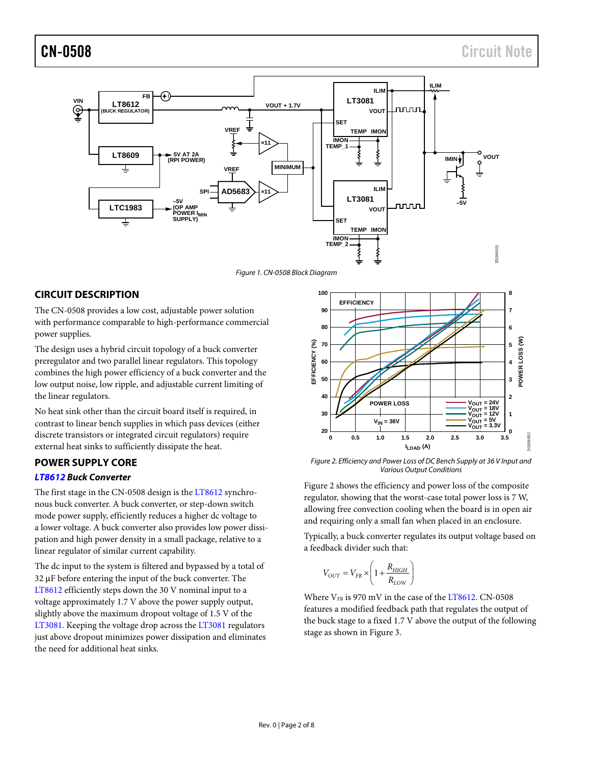Figure 1. CN-0508 Block Diagram

## CIRCUIT DESCRIPTION

The CN-0508 provides a low cost, adjustable power solution with performance comparable to high-performance commercial power supplies.

The design uses a hybrid circuit topology of a buck converter preregulator and two parallel linear regulators. This topology combines the high power efficiency of a buck converter and the low output noise, low ripple, and adjustable current limiting of the linear regulators.

No heat sink other than the circuit board itself is required, in contrast to linear bench supplies in which pass devices (either discrete transistors or integrated circuit regulators) require external heat sinks to sufficiently dissipate the heat.

## POWER SUPPLY CORE

### *LT8612 Buck Converter*

The first stage in the CN-0508 design is the LT8612 synchronous buck converter. A buck converter, or step-down switch mode power supply, efficiently reduces a higher dc voltage to a lower voltage. A buck converter also provides low power dissipation and high power density in a small package, relative to a linear regulator of similar current capability.

The dc input to the system is filtered and bypassed by a total of 32 µF before entering the input of the buck converter. The LT8612 efficiently steps down the 30 V nominal input to a voltage approximately 1.7 V above the power supply output, slightly above the maximum dropout voltage of 1.5 V of the LT3081. Keeping the voltage drop across the LT3081 regulators just above dropout minimizes power dissipation and eliminates the need for additional heat sinks.

Figure 2. Efficiency and Power Loss of DC Bench Supply at 36 V Input and Various Output Conditions

Figure 2 shows the efficiency and power loss of the composite regulator, showing that the worst-case total power loss is 7 W, allowing free convection cooling when the board is in open air and requiring only a small fan when placed in an enclosure.

Typically, a buck converter regulates its output voltage based on a feedback divider such that:

$$V_{OUT} = V_{FB} \times \left(1 + \frac{R_{HIGH}}{R_{LOW}}\right)$$

Where $V_{FB}$ is 970 mV in the case of the LT8612. CN-0508 features a modified feedback path that regulates the output of the buck stage to a fixed 1.7 V above the output of the following stage as shown in Figure 3.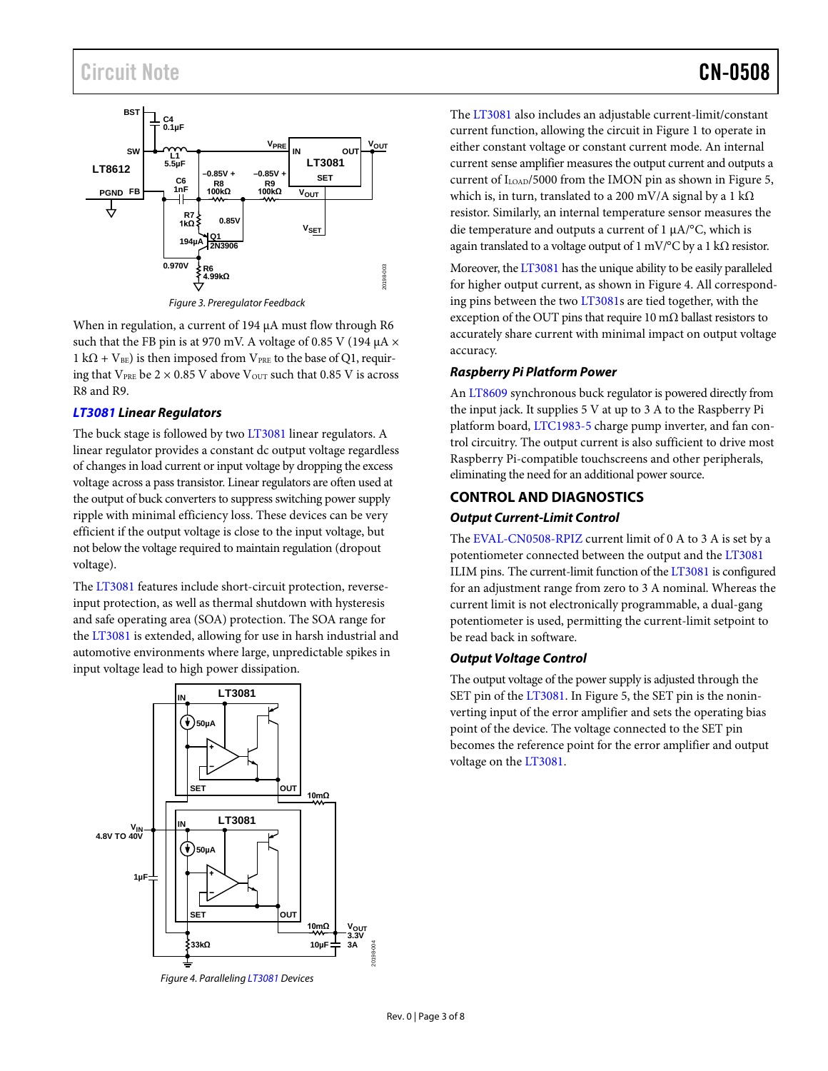Figure 3. Preregulator Feedback

When in regulation, a current of 194 µA must flow through R6 such that the FB pin is at 970 mV. A voltage of 0.85 V (194 µA × 1 kΩ + $V_{BE}$) is then imposed from $V_{PRE}$ to the base of Q1, requiring that $V_{PRE}$ be 2 × 0.85 V above $V_{OUT}$ such that 0.85 V is across R8 and R9.

### *LT3081 Linear Regulators*

The buck stage is followed by two LT3081 linear regulators. A linear regulator provides a constant dc output voltage regardless of changes in load current or input voltage by dropping the excess voltage across a pass transistor. Linear regulators are often used at the output of buck converters to suppress switching power supply ripple with minimal efficiency loss. These devices can be very efficient if the output voltage is close to the input voltage, but not below the voltage required to maintain regulation (dropout voltage).

The LT3081 features include short-circuit protection, reverse-input protection, as well as thermal shutdown with hysteresis and safe operating area (SOA) protection. The SOA range for the LT3081 is extended, allowing for use in harsh industrial and automotive environments where large, unpredictable spikes in input voltage lead to high power dissipation.

Figure 4. Paralleling LT3081 Devices

The LT3081 also includes an adjustable current-limit/constant current function, allowing the circuit in Figure 1 to operate in either constant voltage or constant current mode. An internal current sense amplifier measures the output current and outputs a current of $I_{LOAD}$/5000 from the IMON pin as shown in Figure 5, which is, in turn, translated to a 200 mV/A signal by a 1 kΩ resistor. Similarly, an internal temperature sensor measures the die temperature and outputs a current of 1 µA/°C, which is again translated to a voltage output of 1 mV/°C by a 1 kΩ resistor.

Moreover, the LT3081 has the unique ability to be easily paralleled for higher output current, as shown in Figure 4. All corresponding pins between the two LT3081s are tied together, with the exception of the OUT pins that require 10 mΩ ballast resistors to accurately share current with minimal impact on output voltage accuracy.

### *Raspberry Pi Platform Power*

An LT8609 synchronous buck regulator is powered directly from the input jack. It supplies 5 V at up to 3 A to the Raspberry Pi platform board, LTC1983-5 charge pump inverter, and fan control circuitry. The output current is also sufficient to drive most Raspberry Pi-compatible touchscreens and other peripherals, eliminating the need for an additional power source.

## CONTROL AND DIAGNOSTICS

### *Output Current-Limit Control*

The EVAL-CN0508-RPIZ current limit of 0 A to 3 A is set by a potentiometer connected between the output and the LT3081 ILIM pins. The current-limit function of the LT3081 is configured for an adjustment range from zero to 3 A nominal. Whereas the current limit is not electronically programmable, a dual-gang potentiometer is used, permitting the current-limit setpoint to be read back in software.

### *Output Voltage Control*

The output voltage of the power supply is adjusted through the SET pin of the LT3081. In Figure 5, the SET pin is the noninverting input of the error amplifier and sets the operating bias point of the device. The voltage connected to the SET pin becomes the reference point for the error amplifier and output voltage on the LT3081.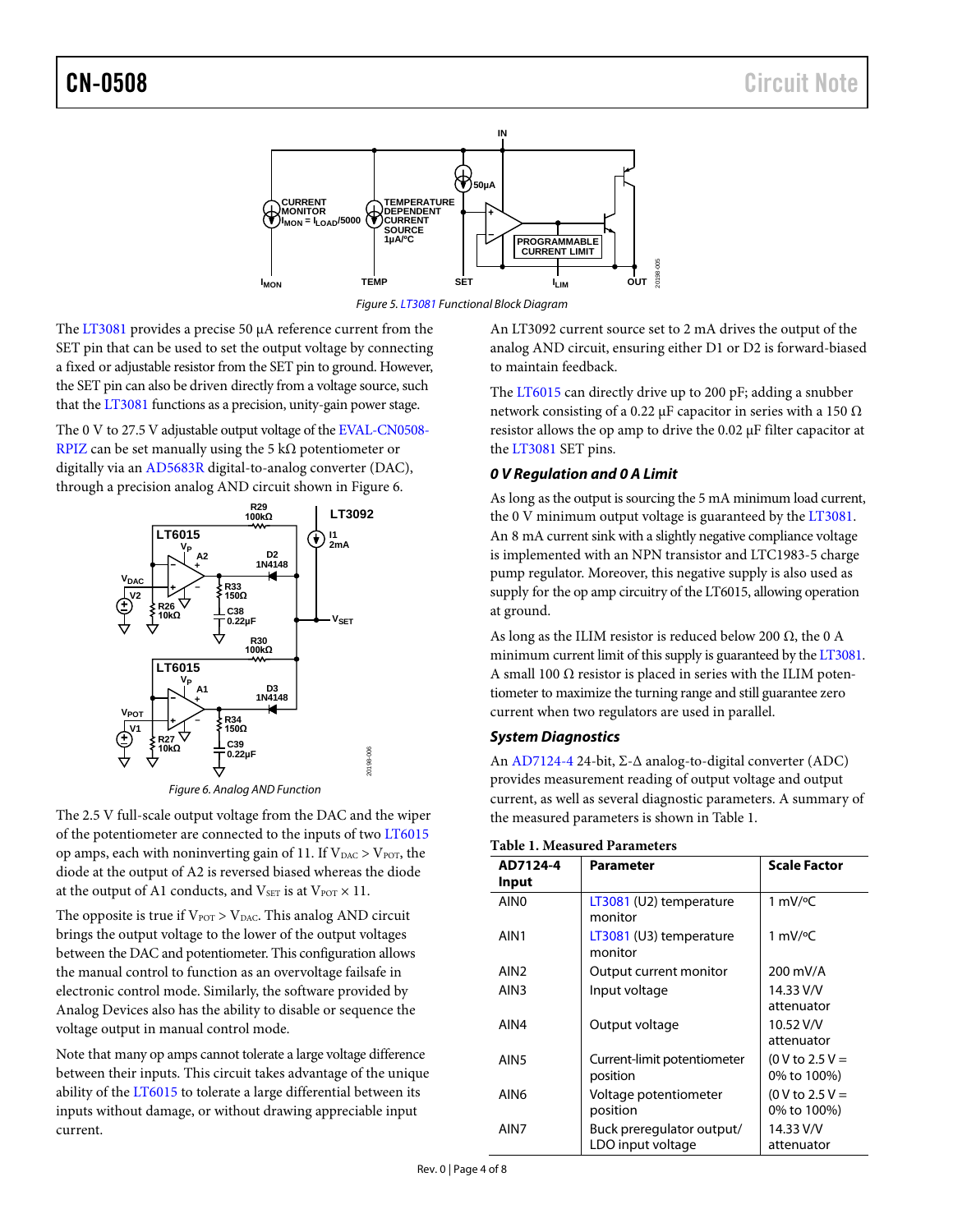Figure 5. LT3081 Functional Block Diagram

The LT3081 provides a precise 50 µA reference current from the SET pin that can be used to set the output voltage by connecting a fixed or adjustable resistor from the SET pin to ground. However, the SET pin can also be driven directly from a voltage source, such that the LT3081 functions as a precision, unity-gain power stage.

The 0 V to 27.5 V adjustable output voltage of the EVAL-CN0508-RPIZ can be set manually using the 5 kΩ potentiometer or digitally via an AD5683R digital-to-analog converter (DAC), through a precision analog AND circuit shown in Figure 6.

Figure 6. Analog AND Function

The 2.5 V full-scale output voltage from the DAC and the wiper of the potentiometer are connected to the inputs of two LT6015 op amps, each with noninverting gain of 11. If $V_{DAC} > V_{POT}$, the diode at the output of A2 is reversed biased whereas the diode at the output of A1 conducts, and $V_{SET}$ is at $V_{POT} \times 11$.

The opposite is true if $V_{POT} > V_{DAC}$. This analog AND circuit brings the output voltage to the lower of the output voltages between the DAC and potentiometer. This configuration allows the manual control to function as an overvoltage failsafe in electronic control mode. Similarly, the software provided by Analog Devices also has the ability to disable or sequence the voltage output in manual control mode.

Note that many op amps cannot tolerate a large voltage difference between their inputs. This circuit takes advantage of the unique ability of the LT6015 to tolerate a large differential between its inputs without damage, or without drawing appreciable input current.

An LT3092 current source set to 2 mA drives the output of the analog AND circuit, ensuring either D1 or D2 is forward-biased to maintain feedback.

The LT6015 can directly drive up to 200 pF; adding a snubber network consisting of a 0.22 µF capacitor in series with a 150 Ω resistor allows the op amp to drive the 0.02 µF filter capacitor at the LT3081 SET pins.

### *0 V Regulation and 0 A Limit*

As long as the output is sourcing the 5 mA minimum load current, the 0 V minimum output voltage is guaranteed by the LT3081. An 8 mA current sink with a slightly negative compliance voltage is implemented with an NPN transistor and LTC1983-5 charge pump regulator. Moreover, this negative supply is also used as supply for the op amp circuitry of the LT6015, allowing operation at ground.

As long as the ILIM resistor is reduced below 200 Ω, the 0 A minimum current limit of this supply is guaranteed by the LT3081. A small 100 Ω resistor is placed in series with the ILIM potentiometer to maximize the turning range and still guarantee zero current when two regulators are used in parallel.

### *System Diagnostics*

An AD7124-4 24-bit, Σ-Δ analog-to-digital converter (ADC) provides measurement reading of output voltage and output current, as well as several diagnostic parameters. A summary of the measured parameters is shown in Table 1.

**Table 1. Measured Parameters**

| AD7124-4 Input | Parameter | Scale Factor |
|---|---|---|
| AIN0 | LT3081 (U2) temperature monitor | 1 mV/°C |
| AIN1 | LT3081 (U3) temperature monitor | 1 mV/°C |
| AIN2 | Output current monitor | 200 mV/A |
| AIN3 | Input voltage | 14.33 V/V attenuator |
| AIN4 | Output voltage | 10.52 V/V attenuator |
| AIN5 | Current-limit potentiometer position | (0 V to 2.5 V = 0% to 100%) |
| AIN6 | Voltage potentiometer position | (0 V to 2.5 V = 0% to 100%) |
| AIN7 | Buck preregulator output/ LDO input voltage | 14.33 V/V attenuator |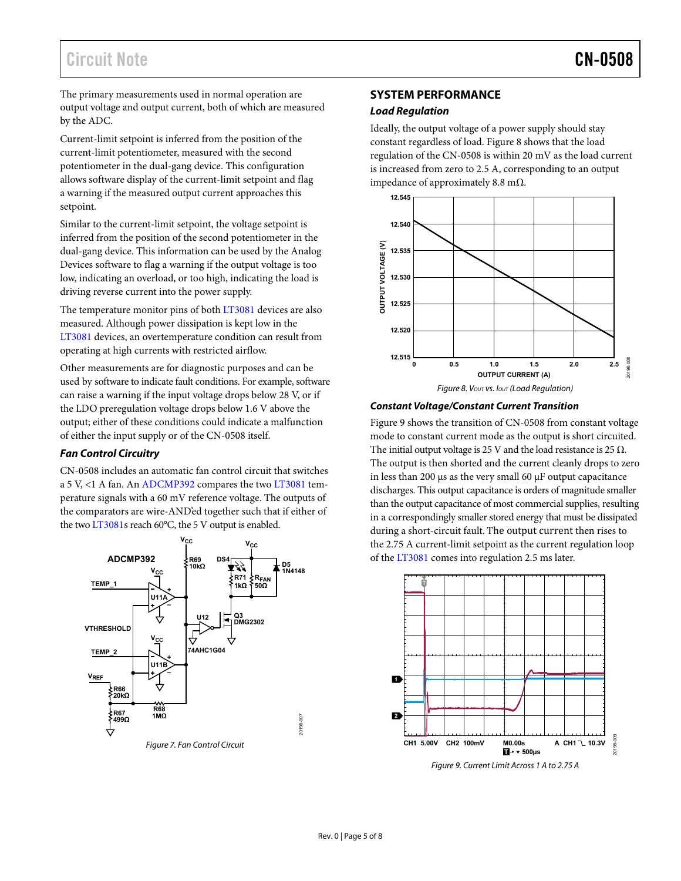The primary measurements used in normal operation are output voltage and output current, both of which are measured by the ADC.

Current-limit setpoint is inferred from the position of the current-limit potentiometer, measured with the second potentiometer in the dual-gang device. This configuration allows software display of the current-limit setpoint and flag a warning if the measured output current approaches this setpoint.

Similar to the current-limit setpoint, the voltage setpoint is inferred from the position of the second potentiometer in the dual-gang device. This information can be used by the Analog Devices software to flag a warning if the output voltage is too low, indicating an overload, or too high, indicating the load is driving reverse current into the power supply.

The temperature monitor pins of both LT3081 devices are also measured. Although power dissipation is kept low in the LT3081 devices, an overtemperature condition can result from operating at high currents with restricted airflow.

Other measurements are for diagnostic purposes and can be used by software to indicate fault conditions. For example, software can raise a warning if the input voltage drops below 28 V, or if the LDO preregulation voltage drops below 1.6 V above the output; either of these conditions could indicate a malfunction of either the input supply or of the CN-0508 itself.

### Fan Control Circuitry

CN-0508 includes an automatic fan control circuit that switches a 5 V, <1 A fan. An ADCMP392 compares the two LT3081 temperature signals with a 60 mV reference voltage. The outputs of the comparators are wire-AND'ed together such that if either of the two LT3081s reach 60°C, the 5 V output is enabled.

Figure 7. Fan Control Circuit

## SYSTEM PERFORMANCE

### Load Regulation

Ideally, the output voltage of a power supply should stay constant regardless of load. Figure 8 shows that the load regulation of the CN-0508 is within 20 mV as the load current is increased from zero to 2.5 A, corresponding to an output impedance of approximately 8.8 mΩ.

Figure 8. $V_{OUT}$ vs. $I_{OUT}$ (Load Regulation)

### Constant Voltage/Constant Current Transition

Figure 9 shows the transition of CN-0508 from constant voltage mode to constant current mode as the output is short circuited. The initial output voltage is 25 V and the load resistance is 25 Ω. The output is then shorted and the current cleanly drops to zero in less than 200 µs as the very small 60 µF output capacitance discharges. This output capacitance is orders of magnitude smaller than the output capacitance of most commercial supplies, resulting in a correspondingly smaller stored energy that must be dissipated during a short-circuit fault. The output current then rises to the 2.75 A current-limit setpoint as the current regulation loop of the LT3081 comes into regulation 2.5 ms later.

Figure 9. Current Limit Across 1 A to 2.75 A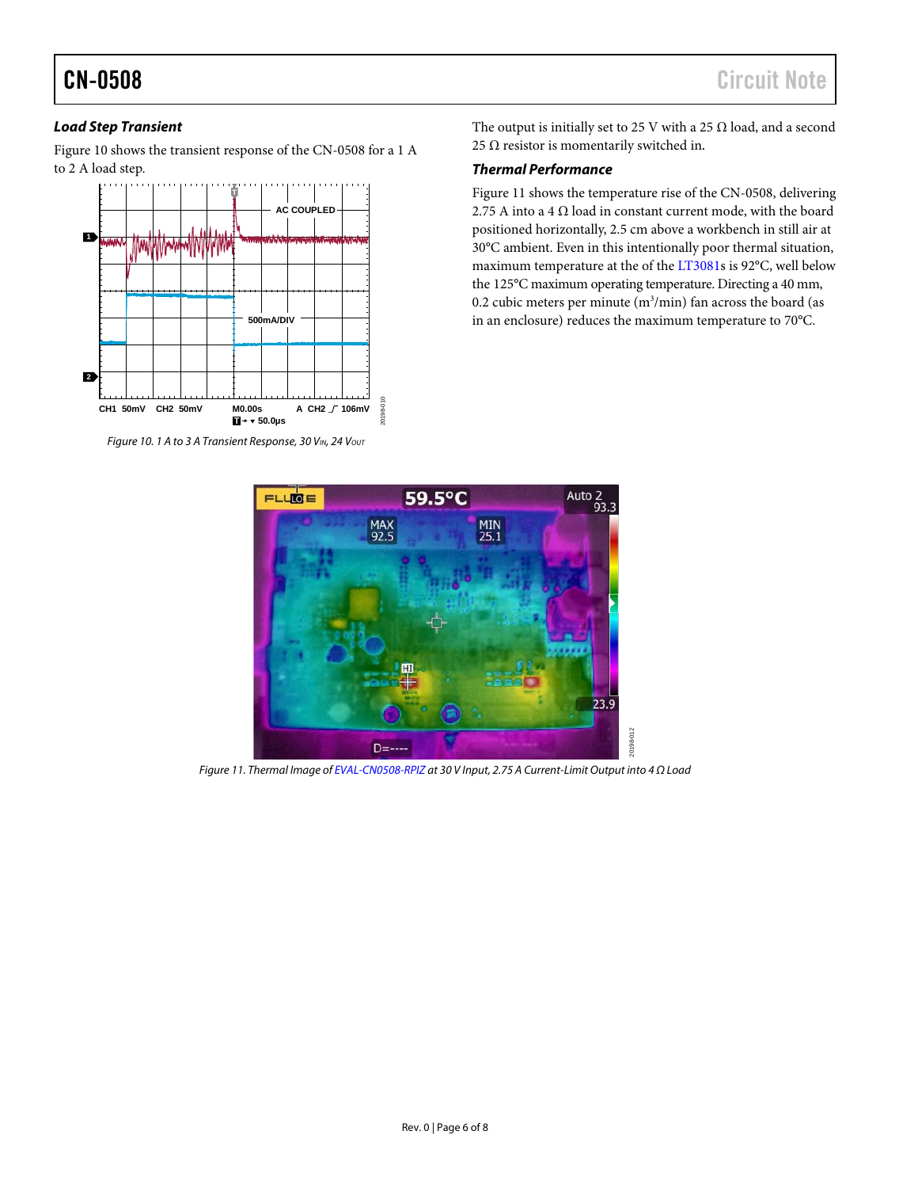### Load Step Transient

Figure 10 shows the transient response of the CN-0508 for a 1 A to 2 A load step.

Figure 10. 1 A to 3 A Transient Response, 30 $V_{IN}$, 24 $V_{OUT}$

The output is initially set to 25 V with a 25 Ω load, and a second 25 Ω resistor is momentarily switched in.

### Thermal Performance

Figure 11 shows the temperature rise of the CN-0508, delivering 2.75 A into a 4 Ω load in constant current mode, with the board positioned horizontally, 2.5 cm above a workbench in still air at 30°C ambient. Even in this intentionally poor thermal situation, maximum temperature at the of the LT3081s is 92°C, well below the 125°C maximum operating temperature. Directing a 40 mm, 0.2 cubic meters per minute ($m^3$/min) fan across the board (as in an enclosure) reduces the maximum temperature to 70°C.

Figure 11. Thermal Image of EVAL-CN0508-RPIZ at 30 V Input, 2.75 A Current-Limit Output into 4 Ω Load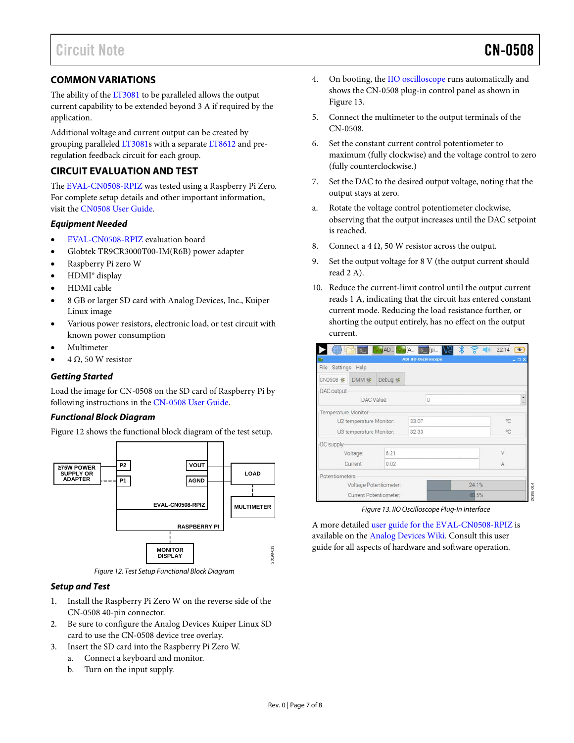## COMMON VARIATIONS

The ability of the LT3081 to be paralleled allows the output current capability to be extended beyond 3 A if required by the application.

Additional voltage and current output can be created by grouping paralleled LT3081s with a separate LT8612 and pre-regulation feedback circuit for each group.

## CIRCUIT EVALUATION AND TEST

The EVAL-CN0508-RPIZ was tested using a Raspberry Pi Zero. For complete setup details and other important information, visit the CN0508 User Guide.

### Equipment Needed

- EVAL-CN0508-RPIZ evaluation board
- Globtek TR9CR3000T00-IM(R6B) power adapter
- Raspberry Pi zero W
- HDMI® display
- HDMI cable
- 8 GB or larger SD card with Analog Devices, Inc., Kuiper Linux image
- Various power resistors, electronic load, or test circuit with known power consumption
- Multimeter
- 4 Ω, 50 W resistor

### Getting Started

Load the image for CN-0508 on the SD card of Raspberry Pi by following instructions in the CN-0508 User Guide.

### Functional Block Diagram

Figure 12 shows the functional block diagram of the test setup.

Figure 12. Test Setup Functional Block Diagram

### Setup and Test

1. Install the Raspberry Pi Zero W on the reverse side of the CN-0508 40-pin connector.
2. Be sure to configure the Analog Devices Kuiper Linux SD card to use the CN-0508 device tree overlay.
3. Insert the SD card into the Raspberry Pi Zero W.
   a. Connect a keyboard and monitor.
   b. Turn on the input supply.
4. On booting, the IIO oscilloscope runs automatically and shows the CN-0508 plug-in control panel as shown in Figure 13.
5. Connect the multimeter to the output terminals of the CN-0508.
6. Set the constant current control potentiometer to maximum (fully clockwise) and the voltage control to zero (fully counterclockwise.)
7. Set the DAC to the desired output voltage, noting that the output stays at zero.
   a. Rotate the voltage control potentiometer clockwise, observing that the output increases until the DAC setpoint is reached.
8. Connect a 4 Ω, 50 W resistor across the output.
9. Set the output voltage for 8 V (the output current should read 2 A).
10. Reduce the current-limit control until the output current reads 1 A, indicating that the circuit has entered constant current mode. Reducing the load resistance further, or shorting the output entirely, has no effect on the output current.

Figure 13. IIO Oscilloscope Plug-In Interface

A more detailed user guide for the EVAL-CN0508-RPIZ is available on the Analog Devices Wiki. Consult this user guide for all aspects of hardware and software operation.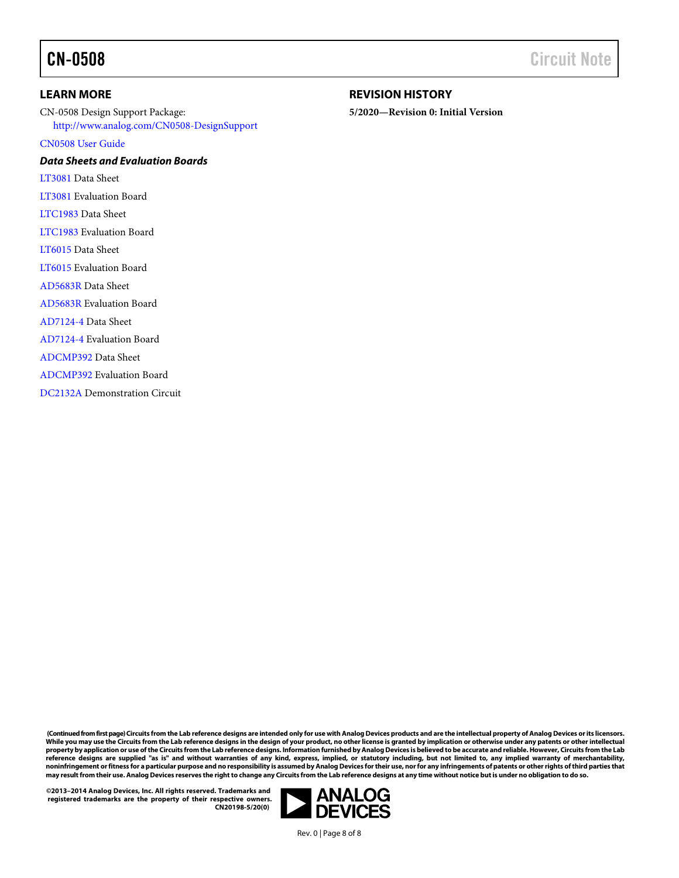## LEARN MORE

CN-0508 Design Support Package:
http://www.analog.com/CN0508-DesignSupport

CN0508 User Guide

### *Data Sheets and Evaluation Boards*

LT3081 Data Sheet

LT3081 Evaluation Board

LTC1983 Data Sheet

LTC1983 Evaluation Board

LT6015 Data Sheet

LT6015 Evaluation Board

AD5683R Data Sheet

AD5683R Evaluation Board

AD7124-4 Data Sheet

AD7124-4 Evaluation Board

ADCMP392 Data Sheet

ADCMP392 Evaluation Board

DC2132A Demonstration Circuit

## REVISION HISTORY

**5/2020—Revision 0: Initial Version**

**(Continued from first page) Circuits from the Lab reference designs are intended only for use with Analog Devices products and are the intellectual property of Analog Devices or its licensors. While you may use the Circuits from the Lab reference designs in the design of your product, no other license is granted by implication or otherwise under any patents or other intellectual property by application or use of the Circuits from the Lab reference designs. Information furnished by Analog Devices is believed to be accurate and reliable. However, Circuits from the Lab reference designs are supplied "as is" and without warranties of any kind, express, implied, or statutory including, but not limited to, any implied warranty of merchantability, noninfringement or fitness for a particular purpose and no responsibility is assumed by Analog Devices for their use, nor for any infringements of patents or other rights of third parties that may result from their use. Analog Devices reserves the right to change any Circuits from the Lab reference designs at any time without notice but is under no obligation to do so.**

**©2013–2014 Analog Devices, Inc. All rights reserved. Trademarks and registered trademarks are the property of their respective owners. CN20198-5/20(0)**